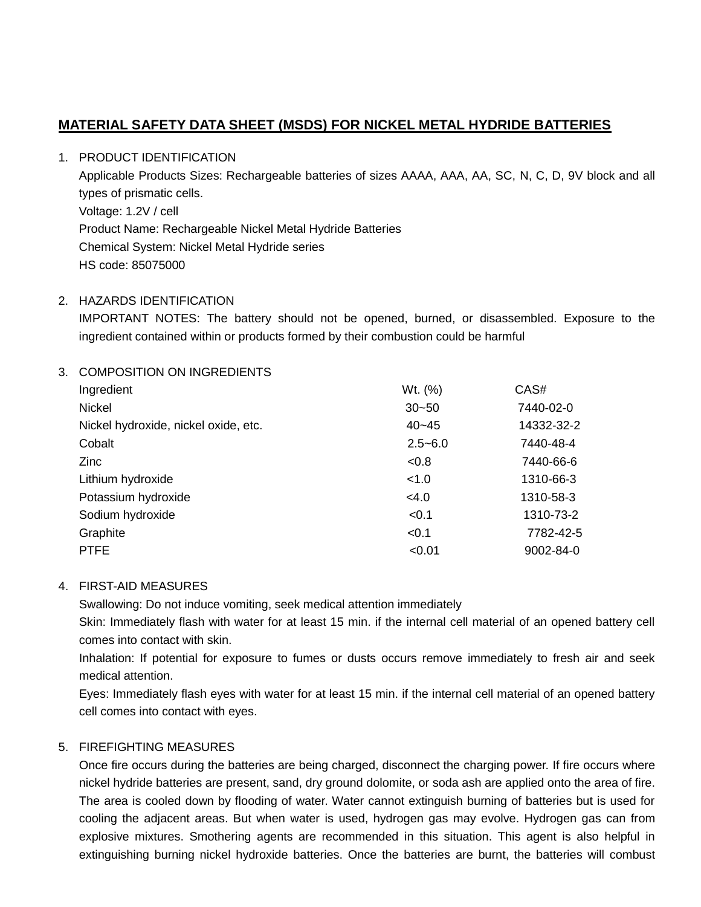# MATERIAL SAFETY DATA SHEET (MSDS) FOR NICKEL METAL HYDRIDE BATTERIES

1. PRODUCT IDENTIFICATION

   Applicable Products Sizes: Rechargeable batteries of sizes AAAA, AAA, AA, SC, N, C, D, 9V block and all types of prismatic cells.

   Voltage: 1.2V / cell

   Product Name: Rechargeable Nickel Metal Hydride Batteries

   Chemical System: Nickel Metal Hydride series

   HS code: 85075000

2. HAZARDS IDENTIFICATION

   IMPORTANT NOTES: The battery should not be opened, burned, or disassembled. Exposure to the ingredient contained within or products formed by their combustion could be harmful

3. COMPOSITION ON INGREDIENTS

| Ingredient | Wt. (%) | CAS# |
|---|---|---|
| Nickel | 30~50 | 7440-02-0 |
| Nickel hydroxide, nickel oxide, etc. | 40~45 | 14332-32-2 |
| Cobalt | 2.5~6.0 | 7440-48-4 |
| Zinc | <0.8 | 7440-66-6 |
| Lithium hydroxide | <1.0 | 1310-66-3 |
| Potassium hydroxide | <4.0 | 1310-58-3 |
| Sodium hydroxide | <0.1 | 1310-73-2 |
| Graphite | <0.1 | 7782-42-5 |
| PTFE | <0.01 | 9002-84-0 |

4. FIRST-AID MEASURES

   Swallowing: Do not induce vomiting, seek medical attention immediately

   Skin: Immediately flash with water for at least 15 min. if the internal cell material of an opened battery cell comes into contact with skin.

   Inhalation: If potential for exposure to fumes or dusts occurs remove immediately to fresh air and seek medical attention.

   Eyes: Immediately flash eyes with water for at least 15 min. if the internal cell material of an opened battery cell comes into contact with eyes.

5. FIREFIGHTING MEASURES

   Once fire occurs during the batteries are being charged, disconnect the charging power. If fire occurs where nickel hydride batteries are present, sand, dry ground dolomite, or soda ash are applied onto the area of fire. The area is cooled down by flooding of water. Water cannot extinguish burning of batteries but is used for cooling the adjacent areas. But when water is used, hydrogen gas may evolve. Hydrogen gas can from explosive mixtures. Smothering agents are recommended in this situation. This agent is also helpful in extinguishing burning nickel hydroxide batteries. Once the batteries are burnt, the batteries will combust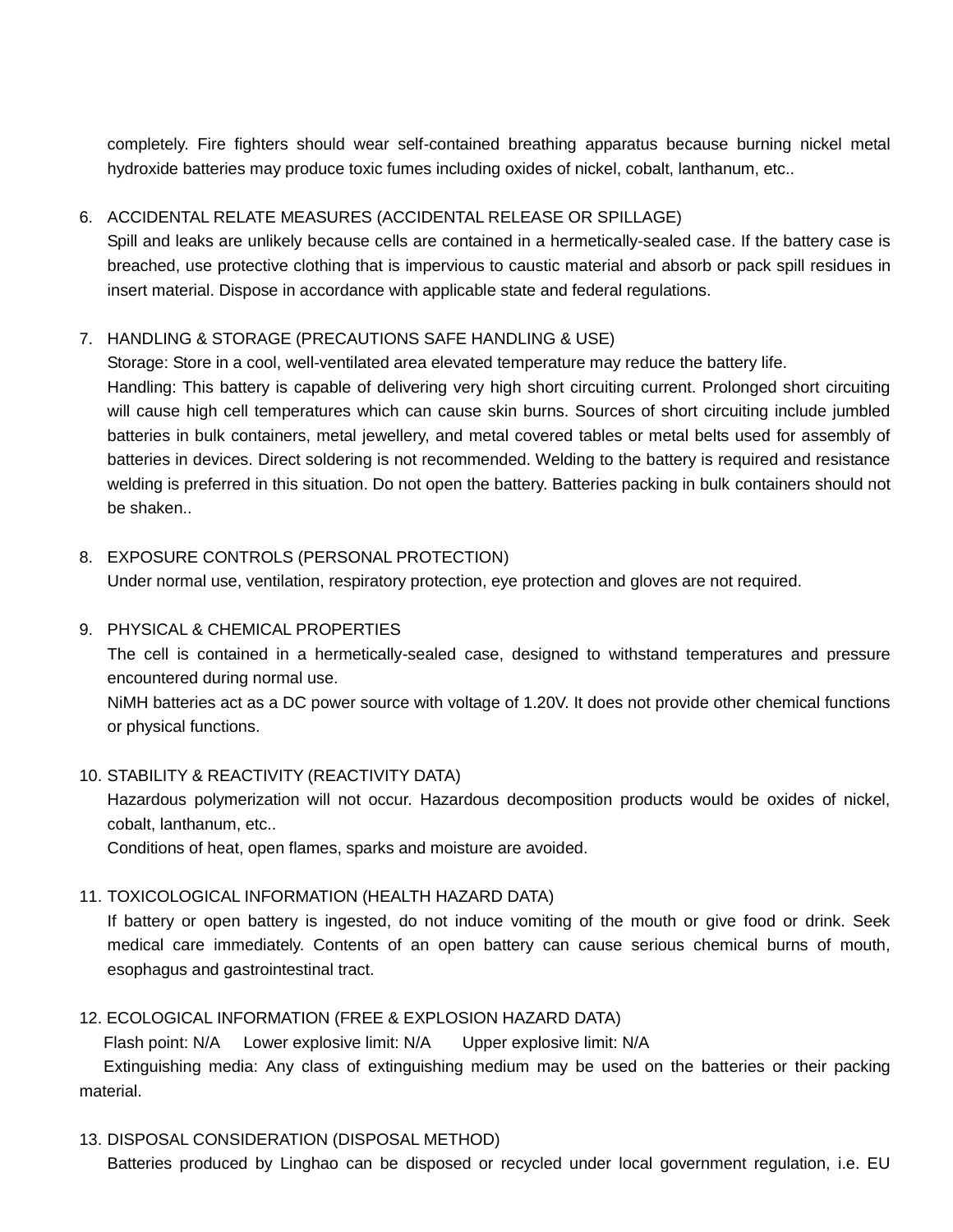completely. Fire fighters should wear self-contained breathing apparatus because burning nickel metal hydroxide batteries may produce toxic fumes including oxides of nickel, cobalt, lanthanum, etc..

6. ACCIDENTAL RELATE MEASURES (ACCIDENTAL RELEASE OR SPILLAGE)

   Spill and leaks are unlikely because cells are contained in a hermetically-sealed case. If the battery case is breached, use protective clothing that is impervious to caustic material and absorb or pack spill residues in insert material. Dispose in accordance with applicable state and federal regulations.

7. HANDLING & STORAGE (PRECAUTIONS SAFE HANDLING & USE)

   Storage: Store in a cool, well-ventilated area elevated temperature may reduce the battery life.

   Handling: This battery is capable of delivering very high short circuiting current. Prolonged short circuiting will cause high cell temperatures which can cause skin burns. Sources of short circuiting include jumbled batteries in bulk containers, metal jewellery, and metal covered tables or metal belts used for assembly of batteries in devices. Direct soldering is not recommended. Welding to the battery is required and resistance welding is preferred in this situation. Do not open the battery. Batteries packing in bulk containers should not be shaken..

8. EXPOSURE CONTROLS (PERSONAL PROTECTION)

   Under normal use, ventilation, respiratory protection, eye protection and gloves are not required.

9. PHYSICAL & CHEMICAL PROPERTIES

   The cell is contained in a hermetically-sealed case, designed to withstand temperatures and pressure encountered during normal use.

   NiMH batteries act as a DC power source with voltage of 1.20V. It does not provide other chemical functions or physical functions.

10. STABILITY & REACTIVITY (REACTIVITY DATA)

    Hazardous polymerization will not occur. Hazardous decomposition products would be oxides of nickel, cobalt, lanthanum, etc..

    Conditions of heat, open flames, sparks and moisture are avoided.

11. TOXICOLOGICAL INFORMATION (HEALTH HAZARD DATA)

    If battery or open battery is ingested, do not induce vomiting of the mouth or give food or drink. Seek medical care immediately. Contents of an open battery can cause serious chemical burns of mouth, esophagus and gastrointestinal tract.

12. ECOLOGICAL INFORMATION (FREE & EXPLOSION HAZARD DATA)

    Flash point: N/A Lower explosive limit: N/A Upper explosive limit: N/A

    Extinguishing media: Any class of extinguishing medium may be used on the batteries or their packing material.

13. DISPOSAL CONSIDERATION (DISPOSAL METHOD)

    Batteries produced by Linghao can be disposed or recycled under local government regulation, i.e. EU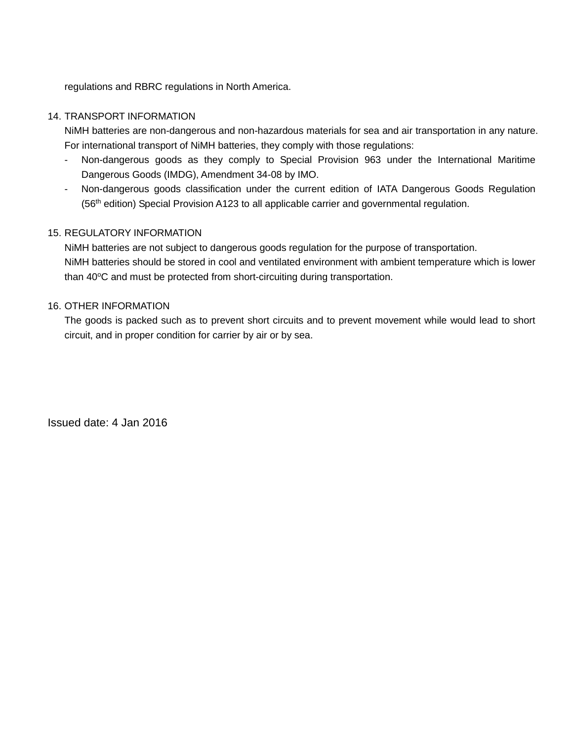regulations and RBRC regulations in North America.

14. TRANSPORT INFORMATION

    NiMH batteries are non-dangerous and non-hazardous materials for sea and air transportation in any nature. For international transport of NiMH batteries, they comply with those regulations:

    - Non-dangerous goods as they comply to Special Provision 963 under the International Maritime Dangerous Goods (IMDG), Amendment 34-08 by IMO.
    - Non-dangerous goods classification under the current edition of IATA Dangerous Goods Regulation ($56^{th}$ edition) Special Provision A123 to all applicable carrier and governmental regulation.

15. REGULATORY INFORMATION

    NiMH batteries are not subject to dangerous goods regulation for the purpose of transportation.

    NiMH batteries should be stored in cool and ventilated environment with ambient temperature which is lower than $40^{o}C$ and must be protected from short-circuiting during transportation.

16. OTHER INFORMATION

    The goods is packed such as to prevent short circuits and to prevent movement while would lead to short circuit, and in proper condition for carrier by air or by sea.

Issued date: 4 Jan 2016